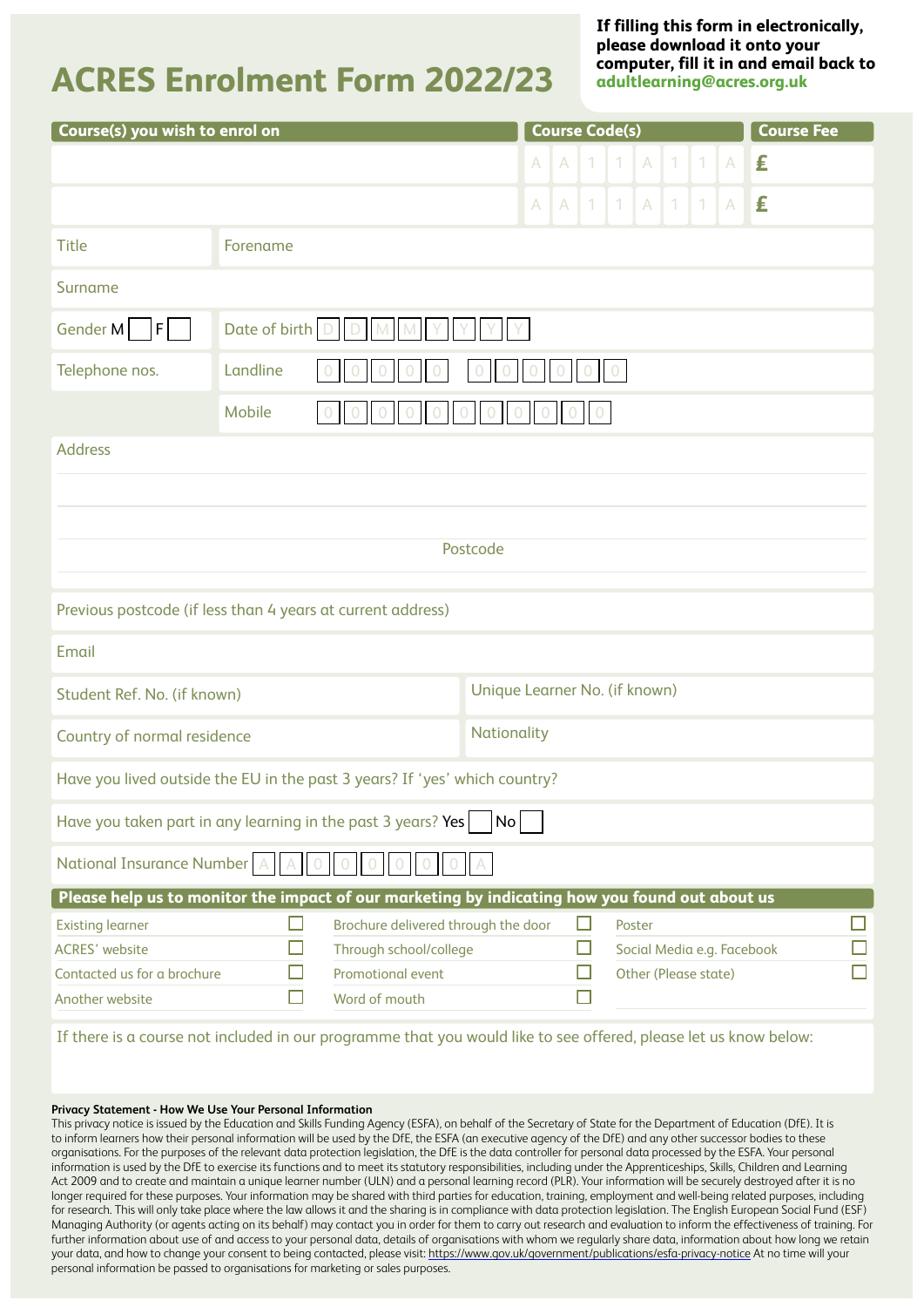# ACRES Enrolment Form 2022/23

**If filling this form in electronically, please download it onto your computer, fill it in and email back to adultlearning@acres.org.uk**

| Course(s) you wish to enrol on | Course Code(s) | Course Fee |
|---|---|---|
| | A A 1 1 A 1 1 A | £ |
| | A A 1 1 A 1 1 A | £ |

| | |
|---|---|
| Title | Forename |
| Surname | |
| Gender M ☐ F ☐ | Date of birth D D M M Y Y Y Y |
| Telephone nos. | Landline 0 0 0 0 0 0 0 0 0 0 0 |
| | Mobile 0 0 0 0 0 0 0 0 0 0 0 |

Address

Postcode

Previous postcode (if less than 4 years at current address)

Email

| | |
|---|---|
| Student Ref. No. (if known) | Unique Learner No. (if known) |
| Country of normal residence | Nationality |

Have you lived outside the EU in the past 3 years? If 'yes' which country?

Have you taken part in any learning in the past 3 years? Yes ☐ No ☐

National Insurance Number A A 0 0 0 0 0 0 A

**Please help us to monitor the impact of our marketing by indicating how you found out about us**

| | | | | | |
|---|---|---|---|---|---|
| Existing learner | ☐ | Brochure delivered through the door | ☐ | Poster | ☐ |
| ACRES' website | ☐ | Through school/college | ☐ | Social Media e.g. Facebook | ☐ |
| Contacted us for a brochure | ☐ | Promotional event | ☐ | Other (Please state) | ☐ |
| Another website | ☐ | Word of mouth | ☐ | | |

If there is a course not included in our programme that you would like to see offered, please let us know below:

**Privacy Statement - How We Use Your Personal Information**

This privacy notice is issued by the Education and Skills Funding Agency (ESFA), on behalf of the Secretary of State for the Department of Education (DfE). It is to inform learners how their personal information will be used by the DfE, the ESFA (an executive agency of the DfE) and any other successor bodies to these organisations. For the purposes of the relevant data protection legislation, the DfE is the data controller for personal data processed by the ESFA. Your personal information is used by the DfE to exercise its functions and to meet its statutory responsibilities, including under the Apprenticeships, Skills, Children and Learning Act 2009 and to create and maintain a unique learner number (ULN) and a personal learning record (PLR). Your information will be securely destroyed after it is no longer required for these purposes. Your information may be shared with third parties for education, training, employment and well-being related purposes, including for research. This will only take place where the law allows it and the sharing is in compliance with data protection legislation. The English European Social Fund (ESF) Managing Authority (or agents acting on its behalf) may contact you in order for them to carry out research and evaluation to inform the effectiveness of training. For further information about use of and access to your personal data, details of organisations with whom we regularly share data, information about how long we retain your data, and how to change your consent to being contacted, please visit: https://www.gov.uk/government/publications/esfa-privacy-notice At no time will your personal information be passed to organisations for marketing or sales purposes.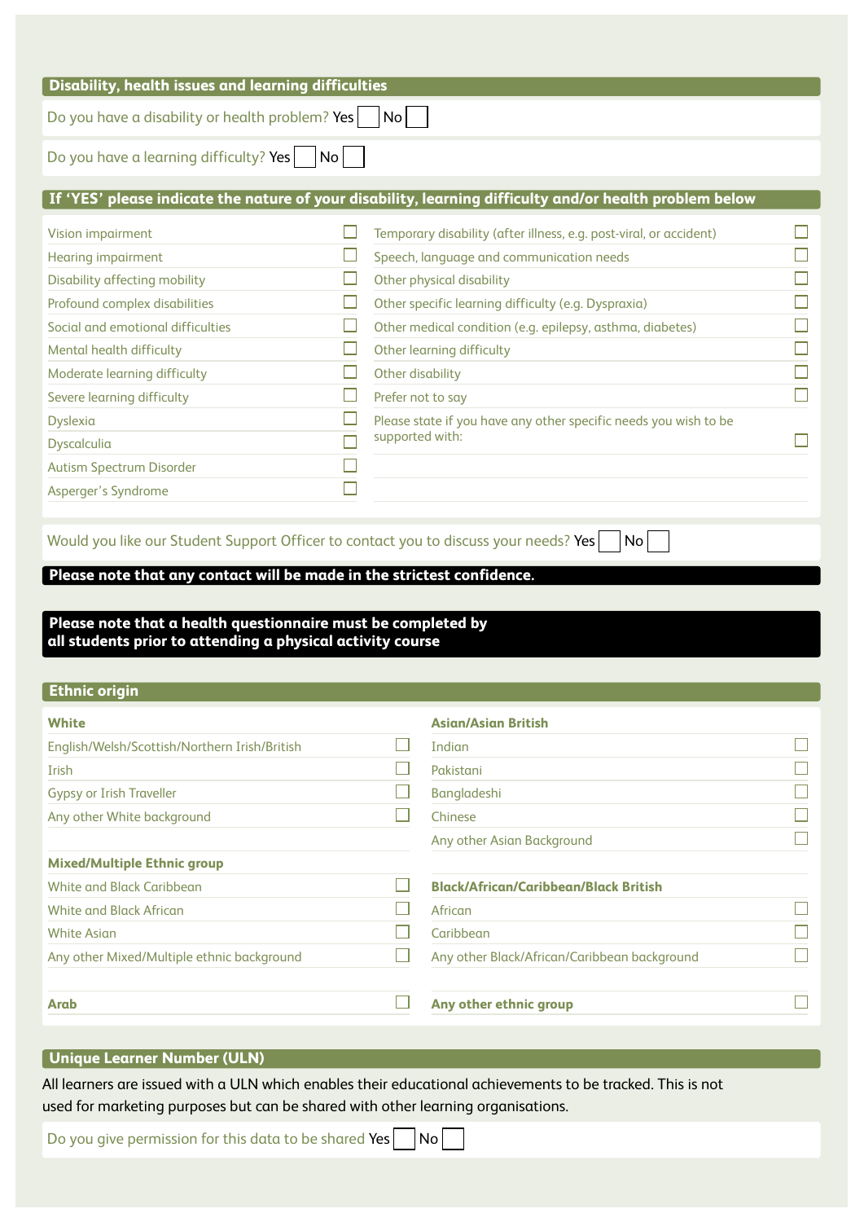## Disability, health issues and learning difficulties

Do you have a disability or health problem? Yes ☐ No ☐

Do you have a learning difficulty? Yes ☐ No ☐

## If 'YES' please indicate the nature of your disability, learning difficulty and/or health problem below

| | | | |
|---|---|---|---|
| Vision impairment | ☐ | Temporary disability (after illness, e.g. post-viral, or accident) | ☐ |
| Hearing impairment | ☐ | Speech, language and communication needs | ☐ |
| Disability affecting mobility | ☐ | Other physical disability | ☐ |
| Profound complex disabilities | ☐ | Other specific learning difficulty (e.g. Dyspraxia) | ☐ |
| Social and emotional difficulties | ☐ | Other medical condition (e.g. epilepsy, asthma, diabetes) | ☐ |
| Mental health difficulty | ☐ | Other learning difficulty | ☐ |
| Moderate learning difficulty | ☐ | Other disability | ☐ |
| Severe learning difficulty | ☐ | Prefer not to say | ☐ |
| Dyslexia | ☐ | Please state if you have any other specific needs you wish to be supported with: | ☐ |
| Dyscalculia | ☐ | | |
| Autism Spectrum Disorder | ☐ | | |
| Asperger's Syndrome | ☐ | | |

Would you like our Student Support Officer to contact you to discuss your needs? Yes ☐ No ☐

**Please note that any contact will be made in the strictest confidence.**

**Please note that a health questionnaire must be completed by all students prior to attending a physical activity course**

## Ethnic origin

| | | | |
|---|---|---|---|
| **White** | | **Asian/Asian British** | |
| English/Welsh/Scottish/Northern Irish/British | ☐ | Indian | ☐ |
| Irish | ☐ | Pakistani | ☐ |
| Gypsy or Irish Traveller | ☐ | Bangladeshi | ☐ |
| Any other White background | ☐ | Chinese | ☐ |
| | | Any other Asian Background | ☐ |
| **Mixed/Multiple Ethnic group** | | | |
| White and Black Caribbean | ☐ | **Black/African/Caribbean/Black British** | |
| White and Black African | ☐ | African | ☐ |
| White Asian | ☐ | Caribbean | ☐ |
| Any other Mixed/Multiple ethnic background | ☐ | Any other Black/African/Caribbean background | ☐ |
| **Arab** | ☐ | **Any other ethnic group** | ☐ |

## Unique Learner Number (ULN)

All learners are issued with a ULN which enables their educational achievements to be tracked. This is not used for marketing purposes but can be shared with other learning organisations.

Do you give permission for this data to be shared Yes ☐ No ☐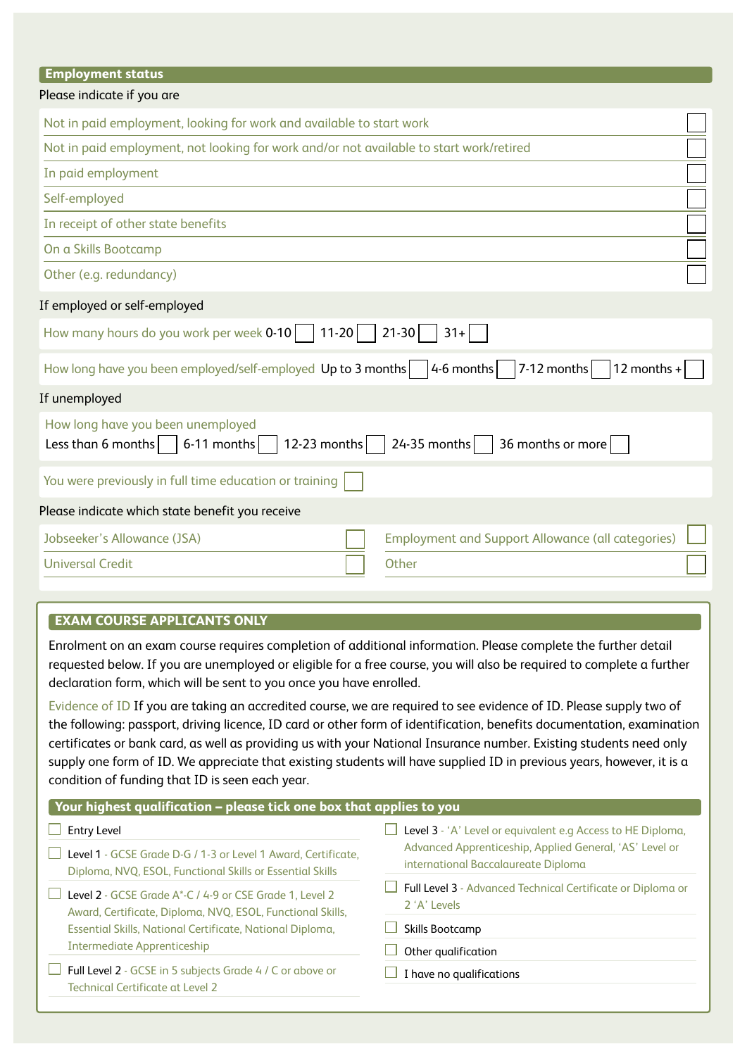## Employment status

Please indicate if you are

| | |
|---|---|
| Not in paid employment, looking for work and available to start work | ☐ |
| Not in paid employment, not looking for work and/or not available to start work/retired | ☐ |
| In paid employment | ☐ |
| Self-employed | ☐ |
| In receipt of other state benefits | ☐ |
| On a Skills Bootcamp | ☐ |
| Other (e.g. redundancy) | ☐ |

If employed or self-employed

How many hours do you work per week 0-10 ☐ 11-20 ☐ 21-30 ☐ 31+ ☐

How long have you been employed/self-employed Up to 3 months ☐ 4-6 months ☐ 7-12 months ☐ 12 months + ☐

If unemployed

How long have you been unemployed
Less than 6 months ☐ 6-11 months ☐ 12-23 months ☐ 24-35 months ☐ 36 months or more ☐

You were previously in full time education or training ☐

Please indicate which state benefit you receive

| | | | |
|---|---|---|---|
| Jobseeker's Allowance (JSA) | ☐ | Employment and Support Allowance (all categories) | ☐ |
| Universal Credit | ☐ | Other | ☐ |

## EXAM COURSE APPLICANTS ONLY

Enrolment on an exam course requires completion of additional information. Please complete the further detail requested below. If you are unemployed or eligible for a free course, you will also be required to complete a further declaration form, which will be sent to you once you have enrolled.

Evidence of ID If you are taking an accredited course, we are required to see evidence of ID. Please supply two of the following: passport, driving licence, ID card or other form of identification, benefits documentation, examination certificates or bank card, as well as providing us with your National Insurance number. Existing students need only supply one form of ID. We appreciate that existing students will have supplied ID in previous years, however, it is a condition of funding that ID is seen each year.

### Your highest qualification – please tick one box that applies to you

- ☐ Entry Level
- ☐ Level 1 - GCSE Grade D-G / 1-3 or Level 1 Award, Certificate, Diploma, NVQ, ESOL, Functional Skills or Essential Skills
- ☐ Level 2 - GCSE Grade A*-C / 4-9 or CSE Grade 1, Level 2 Award, Certificate, Diploma, NVQ, ESOL, Functional Skills, Essential Skills, National Certificate, National Diploma, Intermediate Apprenticeship
- ☐ Full Level 2 - GCSE in 5 subjects Grade 4 / C or above or Technical Certificate at Level 2
- ☐ Level 3 - 'A' Level or equivalent e.g Access to HE Diploma, Advanced Apprenticeship, Applied General, 'AS' Level or international Baccalaureate Diploma
- ☐ Full Level 3 - Advanced Technical Certificate or Diploma or 2 'A' Levels
- ☐ Skills Bootcamp
- ☐ Other qualification
- ☐ I have no qualifications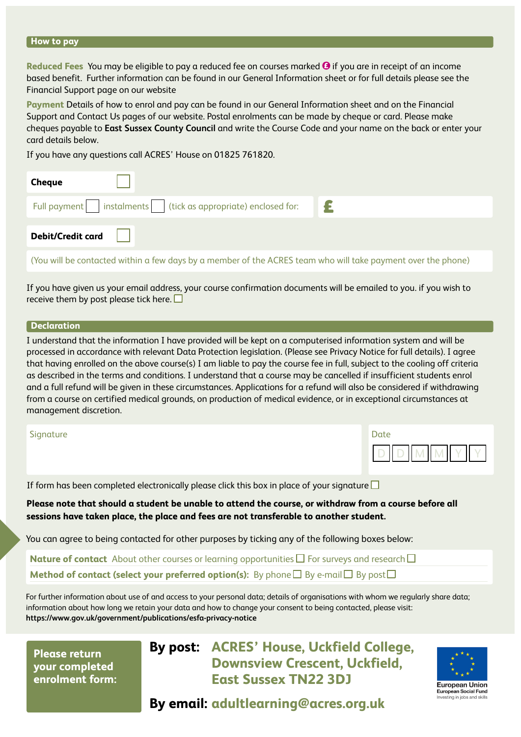## How to pay

**Reduced Fees** You may be eligible to pay a reduced fee on courses marked £ if you are in receipt of an income based benefit. Further information can be found in our General Information sheet or for full details please see the Financial Support page on our website

**Payment** Details of how to enrol and pay can be found in our General Information sheet and on the Financial Support and Contact Us pages of our website. Postal enrolments can be made by cheque or card. Please make cheques payable to **East Sussex County Council** and write the Course Code and your name on the back or enter your card details below.

If you have any questions call ACRES' House on 01825 761820.

**Cheque** ☐

Full payment ☐ instalments ☐ (tick as appropriate) enclosed for: £

**Debit/Credit card** ☐

(You will be contacted within a few days by a member of the ACRES team who will take payment over the phone)

If you have given us your email address, your course confirmation documents will be emailed to you. if you wish to receive them by post please tick here. ☐

## Declaration

I understand that the information I have provided will be kept on a computerised information system and will be processed in accordance with relevant Data Protection legislation. (Please see Privacy Notice for full details). I agree that having enrolled on the above course(s) I am liable to pay the course fee in full, subject to the cooling off criteria as described in the terms and conditions. I understand that a course may be cancelled if insufficient students enrol and a full refund will be given in these circumstances. Applications for a refund will also be considered if withdrawing from a course on certified medical grounds, on production of medical evidence, or in exceptional circumstances at management discretion.

Signature

Date D D M M Y Y

If form has been completed electronically please click this box in place of your signature ☐

**Please note that should a student be unable to attend the course, or withdraw from a course before all sessions have taken place, the place and fees are not transferable to another student.**

You can agree to being contacted for other purposes by ticking any of the following boxes below:

**Nature of contact** About other courses or learning opportunities ☐ For surveys and research ☐

**Method of contact (select your preferred option(s):** By phone ☐ By e-mail ☐ By post ☐

For further information about use of and access to your personal data; details of organisations with whom we regularly share data; information about how long we retain your data and how to change your consent to being contacted, please visit: **https://www.gov.uk/government/publications/esfa-privacy-notice**

**Please return your completed enrolment form:**

**By post:** **ACRES' House, Uckfield College, Downsview Crescent, Uckfield, East Sussex TN22 3DJ**

**By email:** **adultlearning@acres.org.uk**

European Union
European Social Fund
Investing in jobs and skills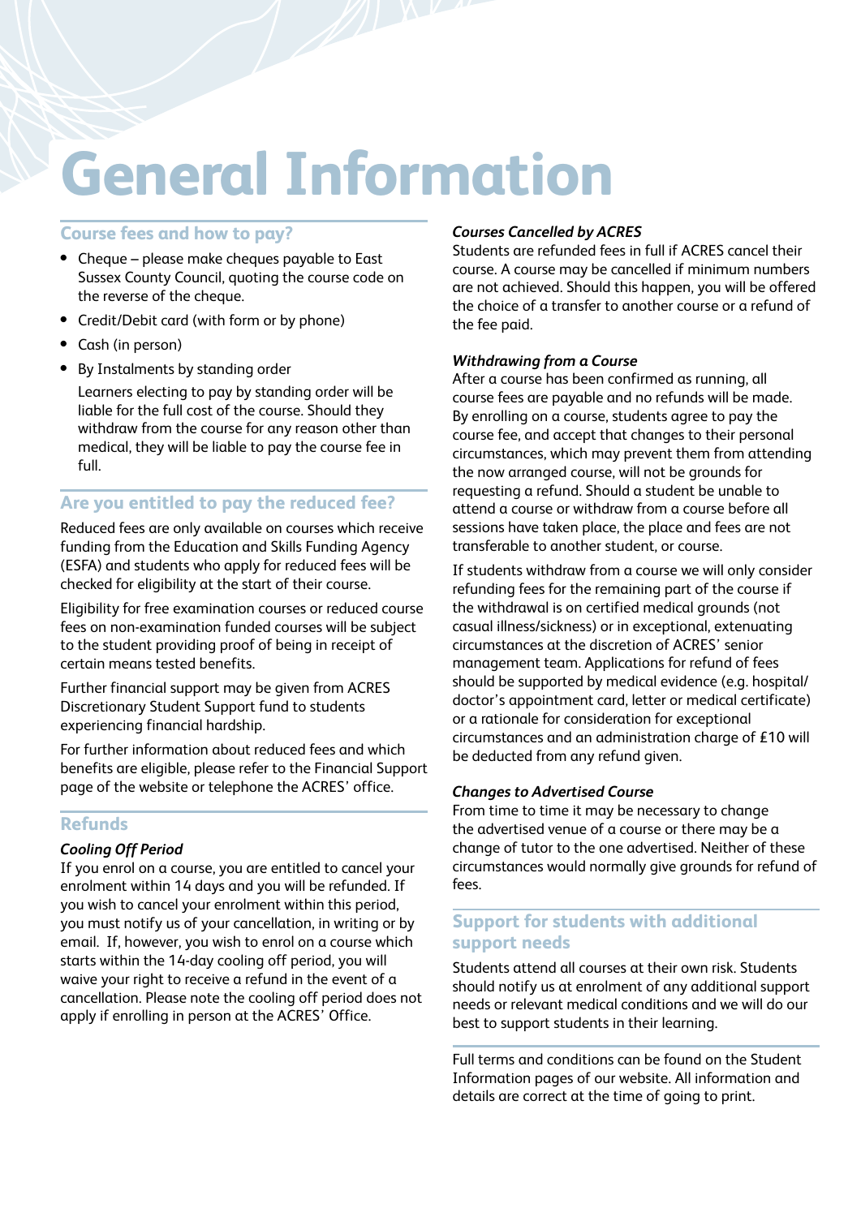# General Information

## Course fees and how to pay?

- Cheque – please make cheques payable to East Sussex County Council, quoting the course code on the reverse of the cheque.
- Credit/Debit card (with form or by phone)
- Cash (in person)
- By Instalments by standing order

  Learners electing to pay by standing order will be liable for the full cost of the course. Should they withdraw from the course for any reason other than medical, they will be liable to pay the course fee in full.

## Are you entitled to pay the reduced fee?

Reduced fees are only available on courses which receive funding from the Education and Skills Funding Agency (ESFA) and students who apply for reduced fees will be checked for eligibility at the start of their course.

Eligibility for free examination courses or reduced course fees on non-examination funded courses will be subject to the student providing proof of being in receipt of certain means tested benefits.

Further financial support may be given from ACRES Discretionary Student Support fund to students experiencing financial hardship.

For further information about reduced fees and which benefits are eligible, please refer to the Financial Support page of the website or telephone the ACRES' office.

## Refunds

### *Cooling Off Period*

If you enrol on a course, you are entitled to cancel your enrolment within 14 days and you will be refunded. If you wish to cancel your enrolment within this period, you must notify us of your cancellation, in writing or by email. If, however, you wish to enrol on a course which starts within the 14-day cooling off period, you will waive your right to receive a refund in the event of a cancellation. Please note the cooling off period does not apply if enrolling in person at the ACRES' Office.

### *Courses Cancelled by ACRES*

Students are refunded fees in full if ACRES cancel their course. A course may be cancelled if minimum numbers are not achieved. Should this happen, you will be offered the choice of a transfer to another course or a refund of the fee paid.

### *Withdrawing from a Course*

After a course has been confirmed as running, all course fees are payable and no refunds will be made. By enrolling on a course, students agree to pay the course fee, and accept that changes to their personal circumstances, which may prevent them from attending the now arranged course, will not be grounds for requesting a refund. Should a student be unable to attend a course or withdraw from a course before all sessions have taken place, the place and fees are not transferable to another student, or course.

If students withdraw from a course we will only consider refunding fees for the remaining part of the course if the withdrawal is on certified medical grounds (not casual illness/sickness) or in exceptional, extenuating circumstances at the discretion of ACRES' senior management team. Applications for refund of fees should be supported by medical evidence (e.g. hospital/doctor's appointment card, letter or medical certificate) or a rationale for consideration for exceptional circumstances and an administration charge of £10 will be deducted from any refund given.

### *Changes to Advertised Course*

From time to time it may be necessary to change the advertised venue of a course or there may be a change of tutor to the one advertised. Neither of these circumstances would normally give grounds for refund of fees.

## Support for students with additional support needs

Students attend all courses at their own risk. Students should notify us at enrolment of any additional support needs or relevant medical conditions and we will do our best to support students in their learning.

Full terms and conditions can be found on the Student Information pages of our website. All information and details are correct at the time of going to print.